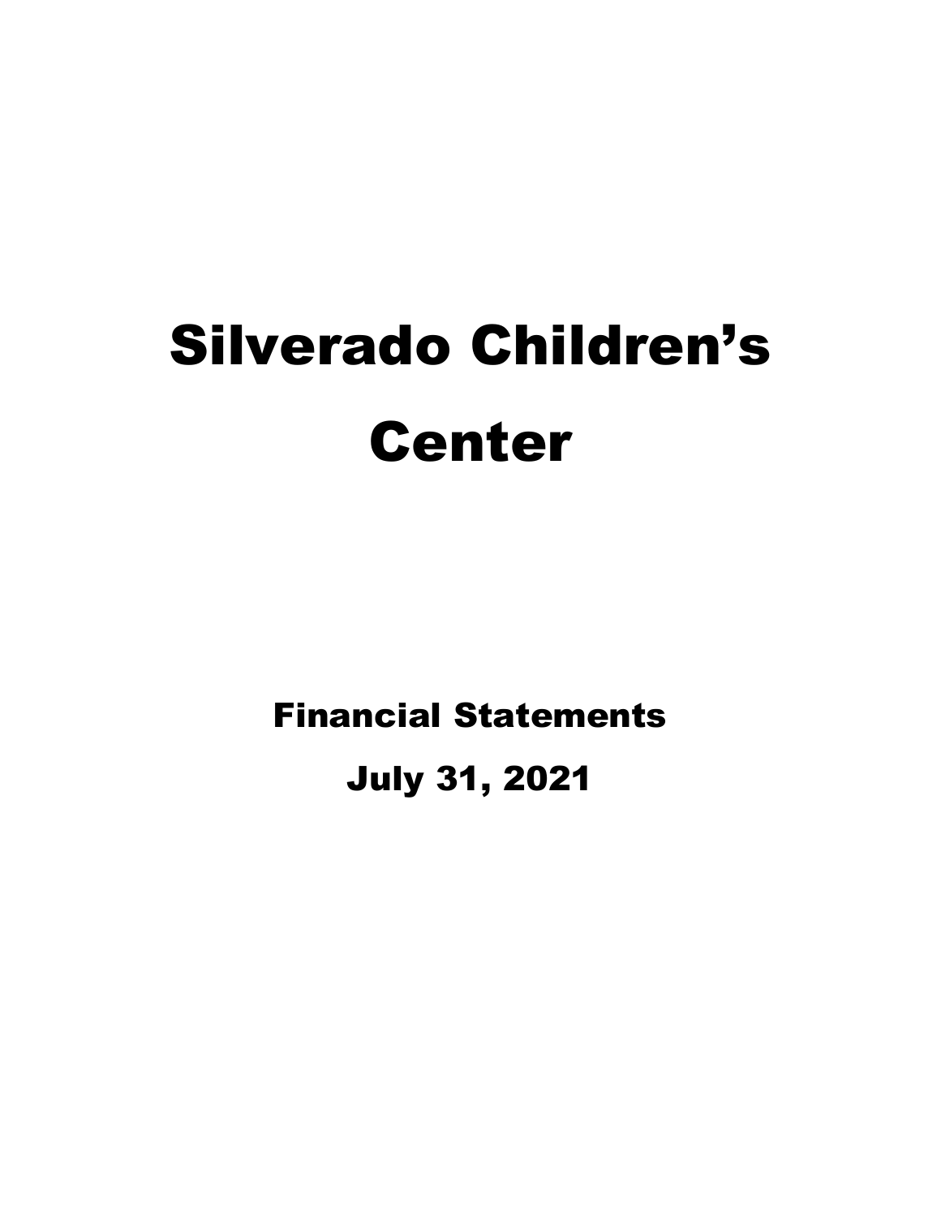# Silverado Children's Center

## Financial Statements

## July 31, 2021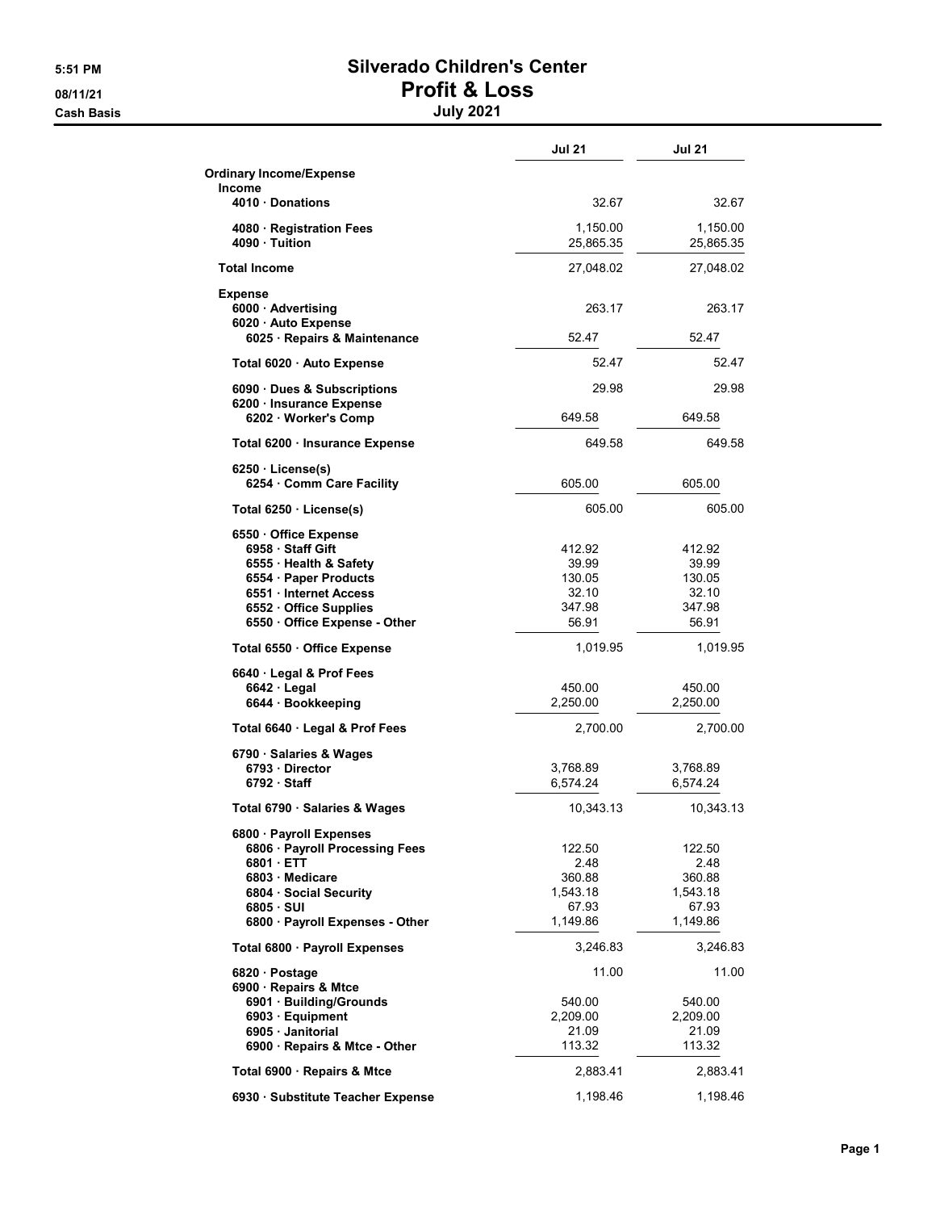# Silverado Children's Center

## Profit & Loss

### July 2021

08/11/21

Cash Basis

| | Jul 21 | Jul 21 |
|---|---|---|
| **Ordinary Income/Expense** | | |
| **Income** | | |
| 4010 · Donations | 32.67 | 32.67 |
| 4080 · Registration Fees | 1,150.00 | 1,150.00 |
| 4090 · Tuition | 25,865.35 | 25,865.35 |
| **Total Income** | 27,048.02 | 27,048.02 |
| **Expense** | | |
| 6000 · Advertising | 263.17 | 263.17 |
| 6020 · Auto Expense | | |
| 6025 · Repairs & Maintenance | 52.47 | 52.47 |
| Total 6020 · Auto Expense | 52.47 | 52.47 |
| 6090 · Dues & Subscriptions | 29.98 | 29.98 |
| 6200 · Insurance Expense | | |
| 6202 · Worker's Comp | 649.58 | 649.58 |
| Total 6200 · Insurance Expense | 649.58 | 649.58 |
| 6250 · License(s) | | |
| 6254 · Comm Care Facility | 605.00 | 605.00 |
| Total 6250 · License(s) | 605.00 | 605.00 |
| 6550 · Office Expense | | |
| 6958 · Staff Gift | 412.92 | 412.92 |
| 6555 · Health & Safety | 39.99 | 39.99 |
| 6554 · Paper Products | 130.05 | 130.05 |
| 6551 · Internet Access | 32.10 | 32.10 |
| 6552 · Office Supplies | 347.98 | 347.98 |
| 6550 · Office Expense - Other | 56.91 | 56.91 |
| Total 6550 · Office Expense | 1,019.95 | 1,019.95 |
| 6640 · Legal & Prof Fees | | |
| 6642 · Legal | 450.00 | 450.00 |
| 6644 · Bookkeeping | 2,250.00 | 2,250.00 |
| Total 6640 · Legal & Prof Fees | 2,700.00 | 2,700.00 |
| 6790 · Salaries & Wages | | |
| 6793 · Director | 3,768.89 | 3,768.89 |
| 6792 · Staff | 6,574.24 | 6,574.24 |
| Total 6790 · Salaries & Wages | 10,343.13 | 10,343.13 |
| 6800 · Payroll Expenses | | |
| 6806 · Payroll Processing Fees | 122.50 | 122.50 |
| 6801 · ETT | 2.48 | 2.48 |
| 6803 · Medicare | 360.88 | 360.88 |
| 6804 · Social Security | 1,543.18 | 1,543.18 |
| 6805 · SUI | 67.93 | 67.93 |
| 6800 · Payroll Expenses - Other | 1,149.86 | 1,149.86 |
| Total 6800 · Payroll Expenses | 3,246.83 | 3,246.83 |
| 6820 · Postage | 11.00 | 11.00 |
| 6900 · Repairs & Mtce | | |
| 6901 · Building/Grounds | 540.00 | 540.00 |
| 6903 · Equipment | 2,209.00 | 2,209.00 |
| 6905 · Janitorial | 21.09 | 21.09 |
| 6900 · Repairs & Mtce - Other | 113.32 | 113.32 |
| Total 6900 · Repairs & Mtce | 2,883.41 | 2,883.41 |
| 6930 · Substitute Teacher Expense | 1,198.46 | 1,198.46 |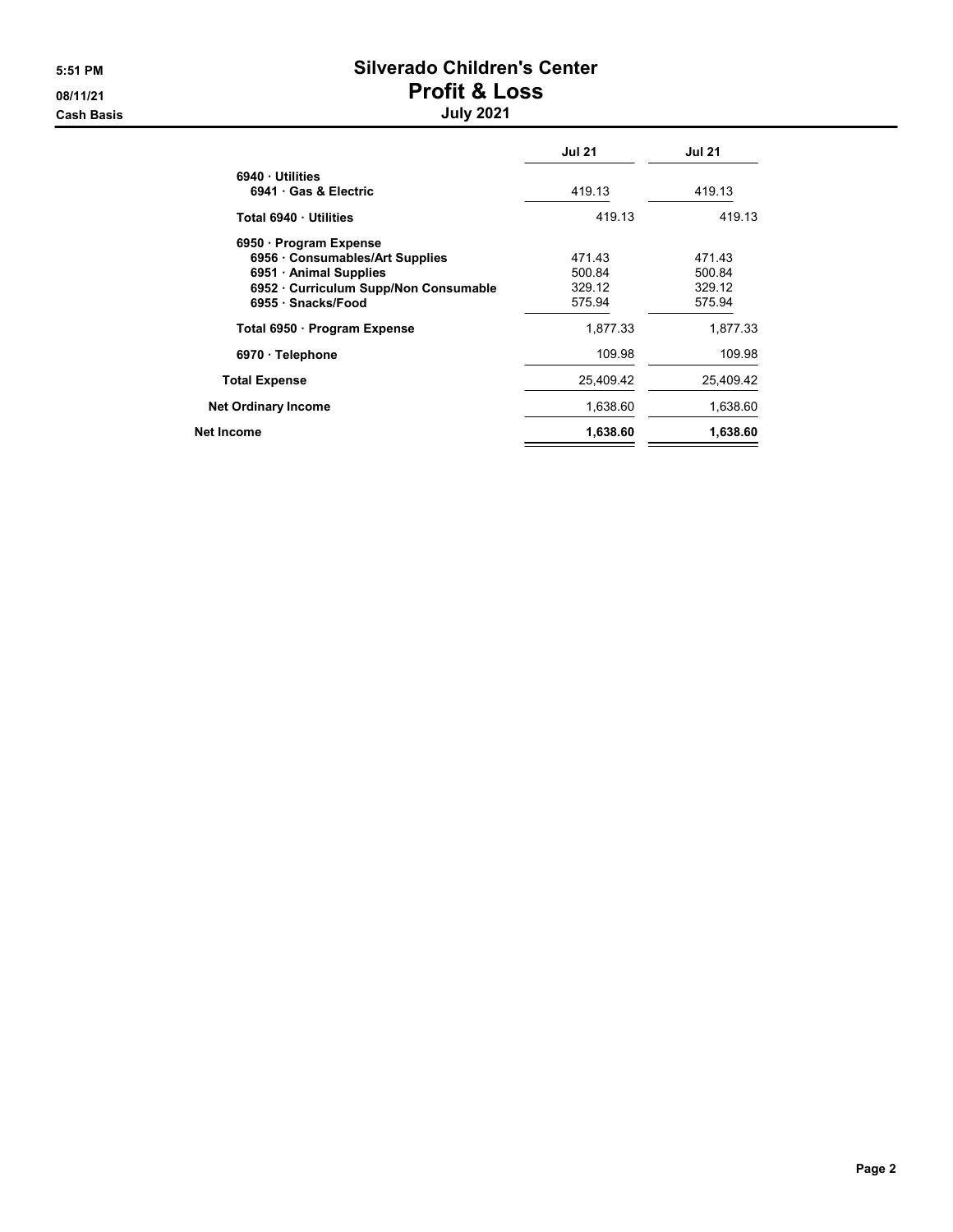# Silverado Children's Center
## Profit & Loss
### July 2021

5:51 PM
08/11/21
Cash Basis

| | Jul 21 | Jul 21 |
|---|---|---|
| 6940 · Utilities | | |
| 6941 · Gas & Electric | 419.13 | 419.13 |
| Total 6940 · Utilities | 419.13 | 419.13 |
| 6950 · Program Expense | | |
| 6956 · Consumables/Art Supplies | 471.43 | 471.43 |
| 6951 · Animal Supplies | 500.84 | 500.84 |
| 6952 · Curriculum Supp/Non Consumable | 329.12 | 329.12 |
| 6955 · Snacks/Food | 575.94 | 575.94 |
| Total 6950 · Program Expense | 1,877.33 | 1,877.33 |
| 6970 · Telephone | 109.98 | 109.98 |
| Total Expense | 25,409.42 | 25,409.42 |
| Net Ordinary Income | 1,638.60 | 1,638.60 |
| **Net Income** | **1,638.60** | **1,638.60** |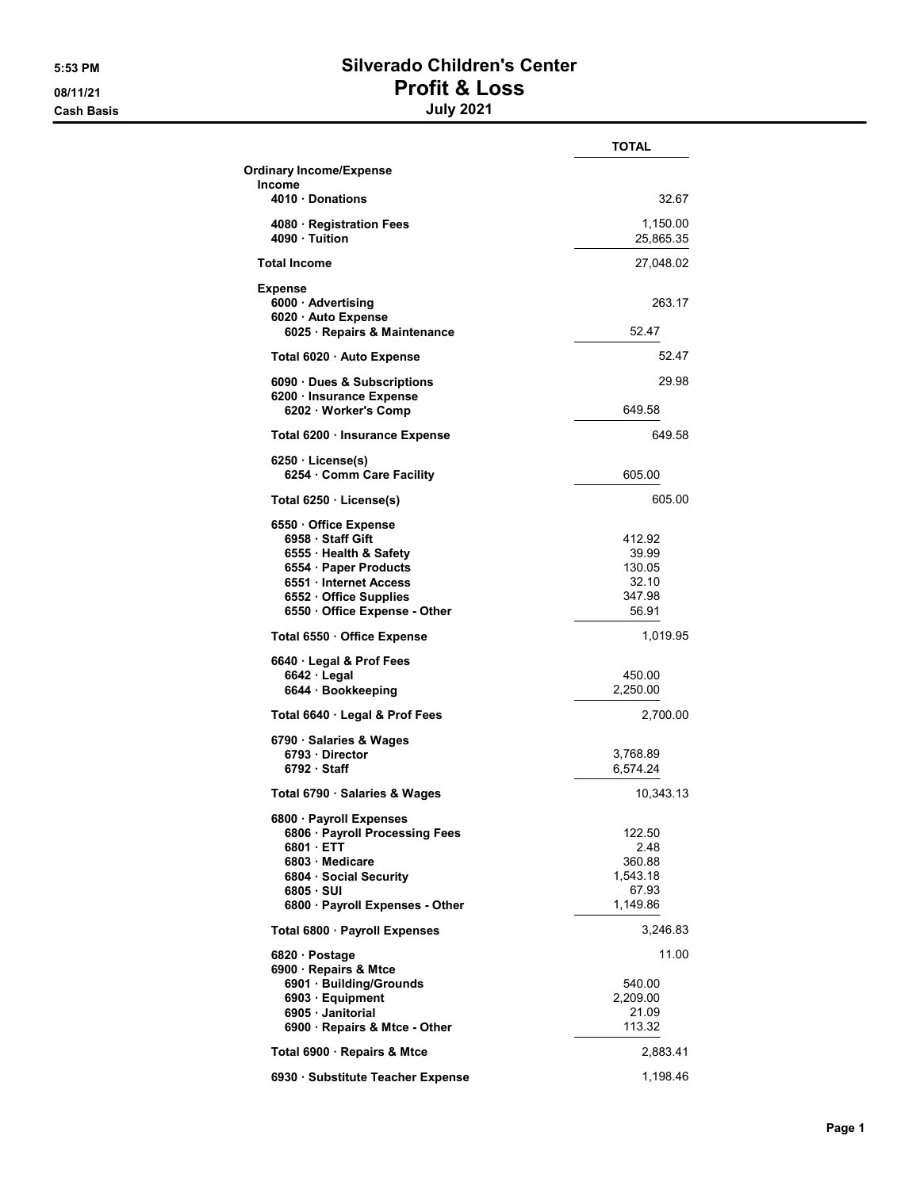# Silverado Children's Center

## Profit & Loss

### July 2021

5:53 PM
08/11/21
Cash Basis

| | | TOTAL |
|---|---|---|
| **Ordinary Income/Expense** | | |
| **Income** | | |
| 4010 · Donations | | 32.67 |
| 4080 · Registration Fees | | 1,150.00 |
| 4090 · Tuition | | 25,865.35 |
| **Total Income** | | 27,048.02 |
| **Expense** | | |
| 6000 · Advertising | | 263.17 |
| 6020 · Auto Expense | | |
| 6025 · Repairs & Maintenance | 52.47 | |
| Total 6020 · Auto Expense | | 52.47 |
| 6090 · Dues & Subscriptions | | 29.98 |
| 6200 · Insurance Expense | | |
| 6202 · Worker's Comp | 649.58 | |
| Total 6200 · Insurance Expense | | 649.58 |
| 6250 · License(s) | | |
| 6254 · Comm Care Facility | 605.00 | |
| Total 6250 · License(s) | | 605.00 |
| 6550 · Office Expense | | |
| 6958 · Staff Gift | 412.92 | |
| 6555 · Health & Safety | 39.99 | |
| 6554 · Paper Products | 130.05 | |
| 6551 · Internet Access | 32.10 | |
| 6552 · Office Supplies | 347.98 | |
| 6550 · Office Expense - Other | 56.91 | |
| Total 6550 · Office Expense | | 1,019.95 |
| 6640 · Legal & Prof Fees | | |
| 6642 · Legal | 450.00 | |
| 6644 · Bookkeeping | 2,250.00 | |
| Total 6640 · Legal & Prof Fees | | 2,700.00 |
| 6790 · Salaries & Wages | | |
| 6793 · Director | 3,768.89 | |
| 6792 · Staff | 6,574.24 | |
| Total 6790 · Salaries & Wages | | 10,343.13 |
| 6800 · Payroll Expenses | | |
| 6806 · Payroll Processing Fees | 122.50 | |
| 6801 · ETT | 2.48 | |
| 6803 · Medicare | 360.88 | |
| 6804 · Social Security | 1,543.18 | |
| 6805 · SUI | 67.93 | |
| 6800 · Payroll Expenses - Other | 1,149.86 | |
| Total 6800 · Payroll Expenses | | 3,246.83 |
| 6820 · Postage | | 11.00 |
| 6900 · Repairs & Mtce | | |
| 6901 · Building/Grounds | 540.00 | |
| 6903 · Equipment | 2,209.00 | |
| 6905 · Janitorial | 21.09 | |
| 6900 · Repairs & Mtce - Other | 113.32 | |
| Total 6900 · Repairs & Mtce | | 2,883.41 |
| 6930 · Substitute Teacher Expense | | 1,198.46 |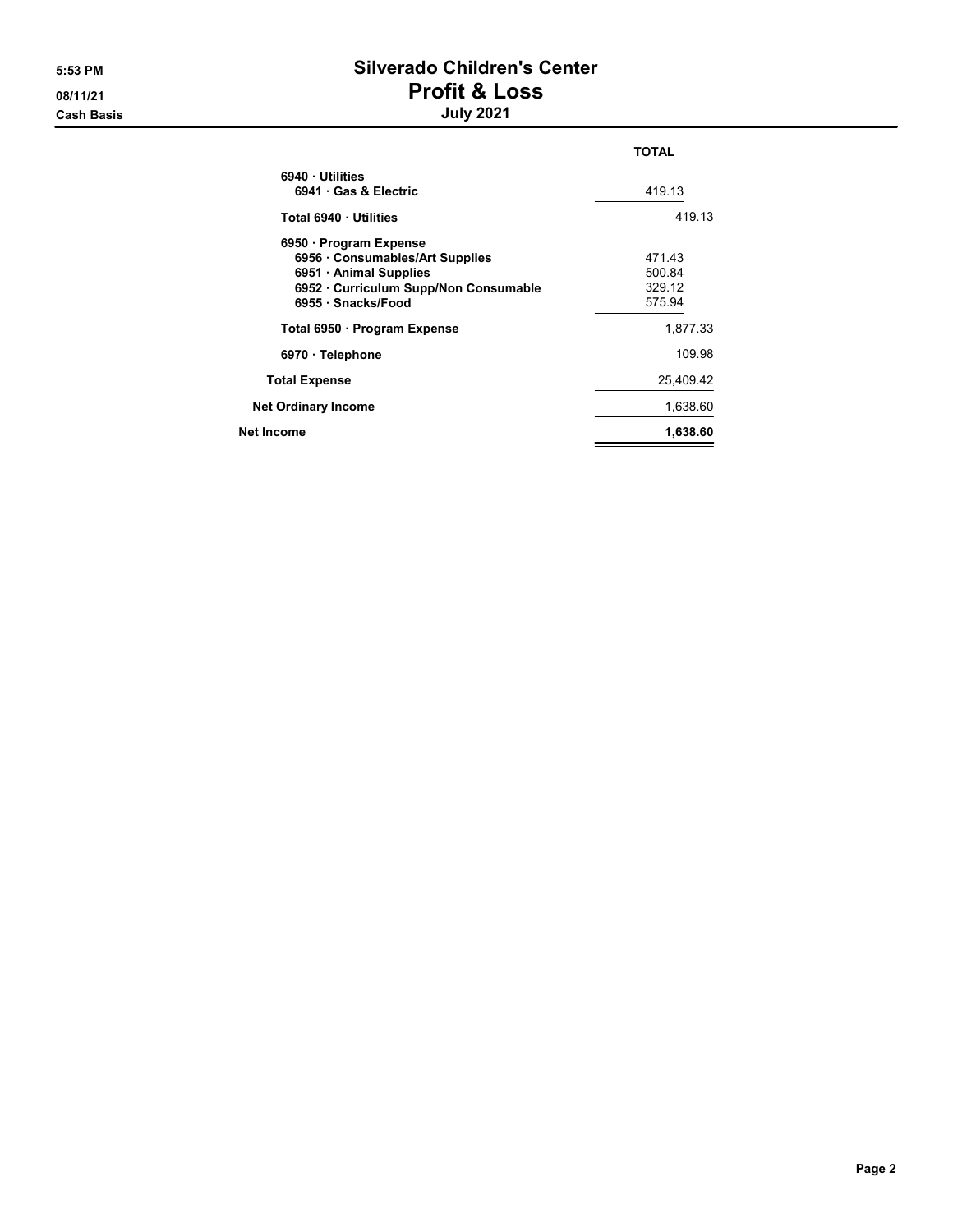# Silverado Children's Center
## Profit & Loss
### July 2021

5:53 PM
08/11/21
Cash Basis

| | TOTAL |
|---|---|
| 6940 · Utilities | |
| 6941 · Gas & Electric | 419.13 |
| Total 6940 · Utilities | 419.13 |
| 6950 · Program Expense | |
| 6956 · Consumables/Art Supplies | 471.43 |
| 6951 · Animal Supplies | 500.84 |
| 6952 · Curriculum Supp/Non Consumable | 329.12 |
| 6955 · Snacks/Food | 575.94 |
| Total 6950 · Program Expense | 1,877.33 |
| 6970 · Telephone | 109.98 |
| Total Expense | 25,409.42 |
| Net Ordinary Income | 1,638.60 |
| **Net Income** | **1,638.60** |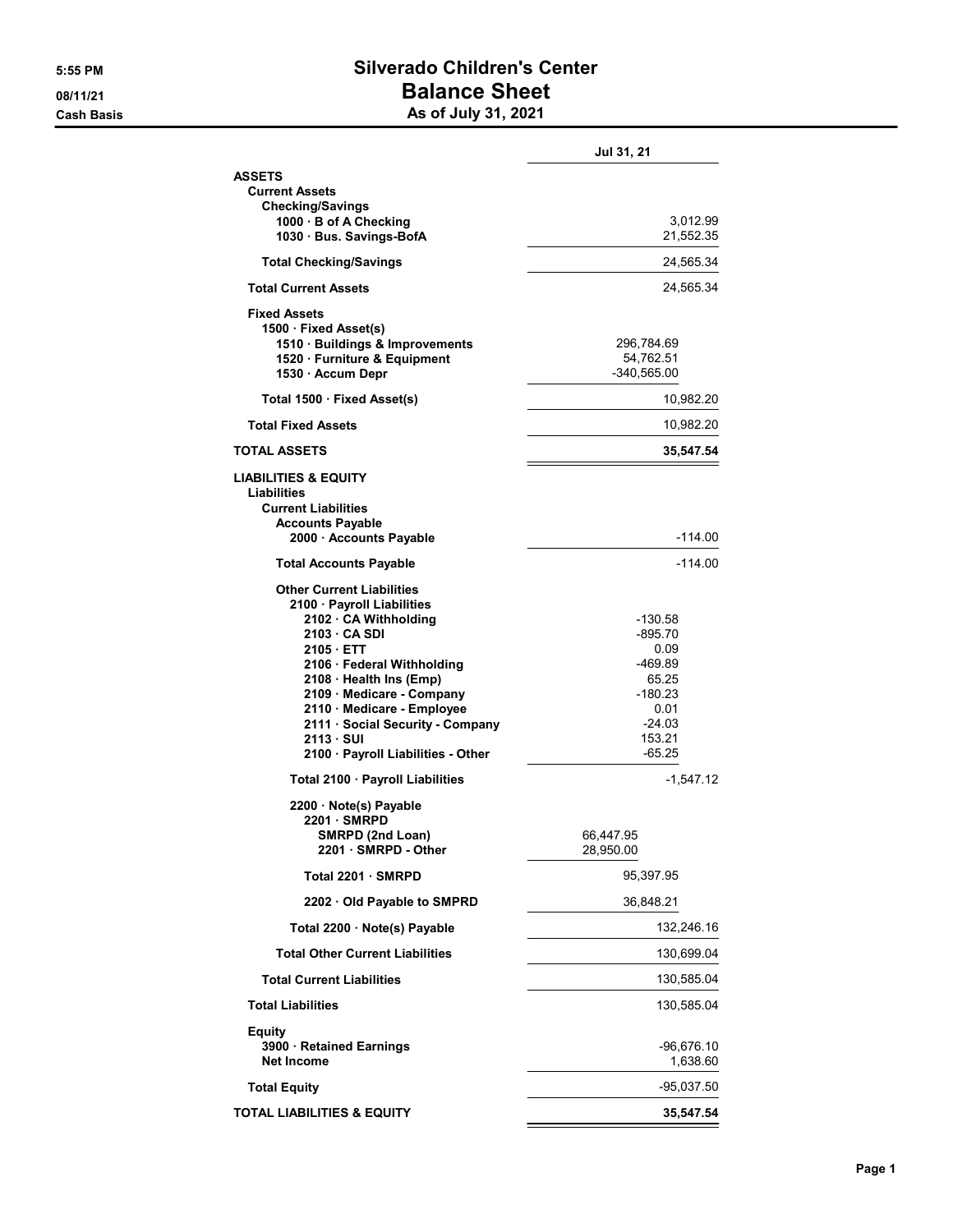# Silverado Children's Center

## Balance Sheet

### As of July 31, 2021

5:55 PM
08/11/21
Cash Basis

| | | Jul 31, 21 |
|---|---|---|
| **ASSETS** | | |
| **Current Assets** | | |
| **Checking/Savings** | | |
| **1000 · B of A Checking** | | 3,012.99 |
| **1030 · Bus. Savings-BofA** | | 21,552.35 |
| **Total Checking/Savings** | | 24,565.34 |
| **Total Current Assets** | | 24,565.34 |
| **Fixed Assets** | | |
| **1500 · Fixed Asset(s)** | | |
| **1510 · Buildings & Improvements** | 296,784.69 | |
| **1520 · Furniture & Equipment** | 54,762.51 | |
| **1530 · Accum Depr** | -340,565.00 | |
| **Total 1500 · Fixed Asset(s)** | | 10,982.20 |
| **Total Fixed Assets** | | 10,982.20 |
| **TOTAL ASSETS** | | **35,547.54** |
| **LIABILITIES & EQUITY** | | |
| **Liabilities** | | |
| **Current Liabilities** | | |
| **Accounts Payable** | | |
| **2000 · Accounts Payable** | | -114.00 |
| **Total Accounts Payable** | | -114.00 |
| **Other Current Liabilities** | | |
| **2100 · Payroll Liabilities** | | |
| **2102 · CA Withholding** | -130.58 | |
| **2103 · CA SDI** | -895.70 | |
| **2105 · ETT** | 0.09 | |
| **2106 · Federal Withholding** | -469.89 | |
| **2108 · Health Ins (Emp)** | 65.25 | |
| **2109 · Medicare - Company** | -180.23 | |
| **2110 · Medicare - Employee** | 0.01 | |
| **2111 · Social Security - Company** | -24.03 | |
| **2113 · SUI** | 153.21 | |
| **2100 · Payroll Liabilities - Other** | -65.25 | |
| **Total 2100 · Payroll Liabilities** | | -1,547.12 |
| **2200 · Note(s) Payable** | | |
| **2201 · SMRPD** | | |
| **SMRPD (2nd Loan)** | 66,447.95 | |
| **2201 · SMRPD - Other** | 28,950.00 | |
| **Total 2201 · SMRPD** | 95,397.95 | |
| **2202 · Old Payable to SMPRD** | 36,848.21 | |
| **Total 2200 · Note(s) Payable** | | 132,246.16 |
| **Total Other Current Liabilities** | | 130,699.04 |
| **Total Current Liabilities** | | 130,585.04 |
| **Total Liabilities** | | 130,585.04 |
| **Equity** | | |
| **3900 · Retained Earnings** | | -96,676.10 |
| **Net Income** | | 1,638.60 |
| **Total Equity** | | -95,037.50 |
| **TOTAL LIABILITIES & EQUITY** | | **35,547.54** |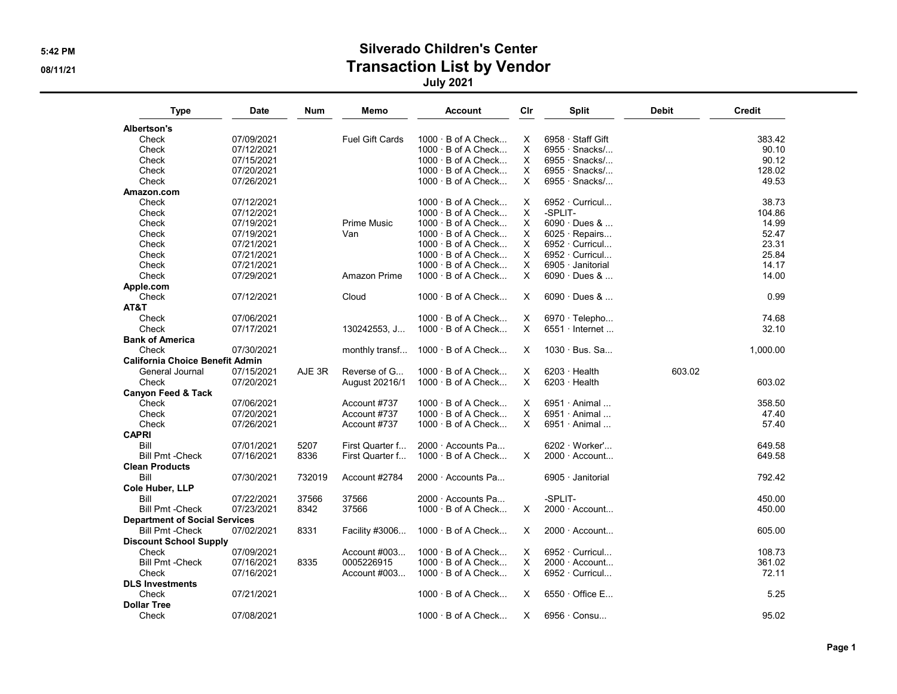# Silverado Children's Center
## Transaction List by Vendor
### July 2021

| Type | Date | Num | Memo | Account | Clr | Split | Debit | Credit |
|---|---|---|---|---|---|---|---|---|
| **Albertson's** | | | | | | | | |
| Check | 07/09/2021 | | Fuel Gift Cards | 1000 · B of A Check... | X | 6958 · Staff Gift | | 383.42 |
| Check | 07/12/2021 | | | 1000 · B of A Check... | X | 6955 · Snacks/... | | 90.10 |
| Check | 07/15/2021 | | | 1000 · B of A Check... | X | 6955 · Snacks/... | | 90.12 |
| Check | 07/20/2021 | | | 1000 · B of A Check... | X | 6955 · Snacks/... | | 128.02 |
| Check | 07/26/2021 | | | 1000 · B of A Check... | X | 6955 · Snacks/... | | 49.53 |
| **Amazon.com** | | | | | | | | |
| Check | 07/12/2021 | | | 1000 · B of A Check... | X | 6952 · Curricul... | | 38.73 |
| Check | 07/12/2021 | | | 1000 · B of A Check... | X | -SPLIT- | | 104.86 |
| Check | 07/19/2021 | | Prime Music | 1000 · B of A Check... | X | 6090 · Dues & ... | | 14.99 |
| Check | 07/19/2021 | | Van | 1000 · B of A Check... | X | 6025 · Repairs... | | 52.47 |
| Check | 07/21/2021 | | | 1000 · B of A Check... | X | 6952 · Curricul... | | 23.31 |
| Check | 07/21/2021 | | | 1000 · B of A Check... | X | 6952 · Curricul... | | 25.84 |
| Check | 07/21/2021 | | | 1000 · B of A Check... | X | 6905 · Janitorial | | 14.17 |
| Check | 07/29/2021 | | Amazon Prime | 1000 · B of A Check... | X | 6090 · Dues & ... | | 14.00 |
| **Apple.com** | | | | | | | | |
| Check | 07/12/2021 | | Cloud | 1000 · B of A Check... | X | 6090 · Dues & ... | | 0.99 |
| **AT&T** | | | | | | | | |
| Check | 07/06/2021 | | | 1000 · B of A Check... | X | 6970 · Telepho... | | 74.68 |
| Check | 07/17/2021 | | 130242553, J... | 1000 · B of A Check... | X | 6551 · Internet ... | | 32.10 |
| **Bank of America** | | | | | | | | |
| Check | 07/30/2021 | | monthly transf... | 1000 · B of A Check... | X | 1030 · Bus. Sa... | | 1,000.00 |
| **California Choice Benefit Admin** | | | | | | | | |
| General Journal | 07/15/2021 | AJE 3R | Reverse of G... | 1000 · B of A Check... | X | 6203 · Health | 603.02 | |
| Check | 07/20/2021 | | August 20216/1 | 1000 · B of A Check... | X | 6203 · Health | | 603.02 |
| **Canyon Feed & Tack** | | | | | | | | |
| Check | 07/06/2021 | | Account #737 | 1000 · B of A Check... | X | 6951 · Animal ... | | 358.50 |
| Check | 07/20/2021 | | Account #737 | 1000 · B of A Check... | X | 6951 · Animal ... | | 47.40 |
| Check | 07/26/2021 | | Account #737 | 1000 · B of A Check... | X | 6951 · Animal ... | | 57.40 |
| **CAPRI** | | | | | | | | |
| Bill | 07/01/2021 | 5207 | First Quarter f... | 2000 · Accounts Pa... | | 6202 · Worker'... | | 649.58 |
| Bill Pmt -Check | 07/16/2021 | 8336 | First Quarter f... | 1000 · B of A Check... | X | 2000 · Account... | | 649.58 |
| **Clean Products** | | | | | | | | |
| Bill | 07/30/2021 | 732019 | Account #2784 | 2000 · Accounts Pa... | | 6905 · Janitorial | | 792.42 |
| **Cole Huber, LLP** | | | | | | | | |
| Bill | 07/22/2021 | 37566 | 37566 | 2000 · Accounts Pa... | | -SPLIT- | | 450.00 |
| Bill Pmt -Check | 07/23/2021 | 8342 | 37566 | 1000 · B of A Check... | X | 2000 · Account... | | 450.00 |
| **Department of Social Services** | | | | | | | | |
| Bill Pmt -Check | 07/02/2021 | 8331 | Facility #3006... | 1000 · B of A Check... | X | 2000 · Account... | | 605.00 |
| **Discount School Supply** | | | | | | | | |
| Check | 07/09/2021 | | Account #003... | 1000 · B of A Check... | X | 6952 · Curricul... | | 108.73 |
| Bill Pmt -Check | 07/16/2021 | 8335 | 0005226915 | 1000 · B of A Check... | X | 2000 · Account... | | 361.02 |
| Check | 07/16/2021 | | Account #003... | 1000 · B of A Check... | X | 6952 · Curricul... | | 72.11 |
| **DLS Investments** | | | | | | | | |
| Check | 07/21/2021 | | | 1000 · B of A Check... | X | 6550 · Office E... | | 5.25 |
| **Dollar Tree** | | | | | | | | |
| Check | 07/08/2021 | | | 1000 · B of A Check... | X | 6956 · Consu... | | 95.02 |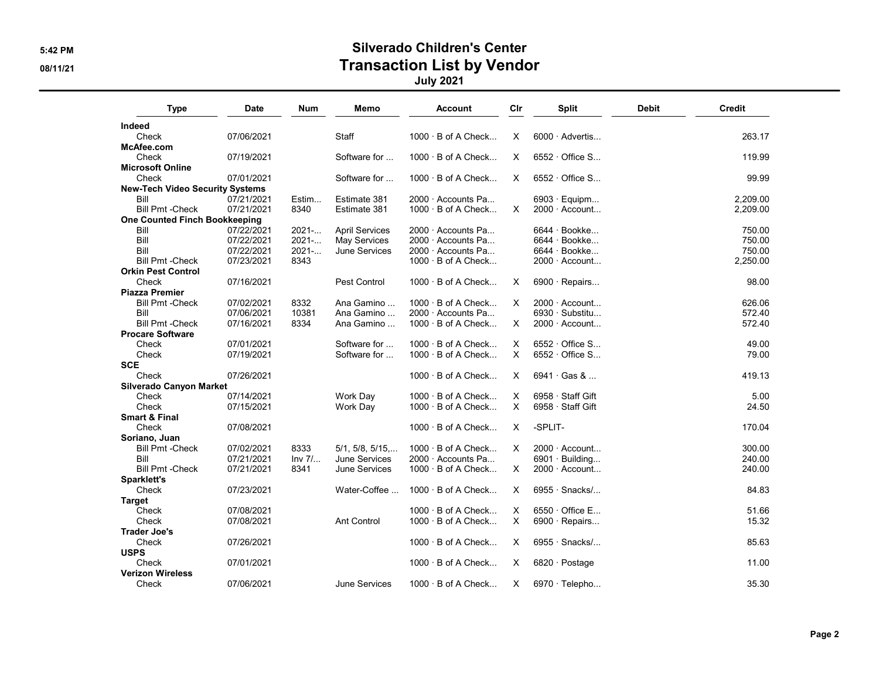# Silverado Children's Center

## Transaction List by Vendor

### July 2021

| Type | Date | Num | Memo | Account | Clr | Split | Debit | Credit |
|---|---|---|---|---|---|---|---|---|
| **Indeed** | | | | | | | | |
| Check | 07/06/2021 | | Staff | 1000 · B of A Check... | X | 6000 · Advertis... | | 263.17 |
| **McAfee.com** | | | | | | | | |
| Check | 07/19/2021 | | Software for ... | 1000 · B of A Check... | X | 6552 · Office S... | | 119.99 |
| **Microsoft Online** | | | | | | | | |
| Check | 07/01/2021 | | Software for ... | 1000 · B of A Check... | X | 6552 · Office S... | | 99.99 |
| **New-Tech Video Security Systems** | | | | | | | | |
| Bill | 07/21/2021 | Estim... | Estimate 381 | 2000 · Accounts Pa... | | 6903 · Equipm... | | 2,209.00 |
| Bill Pmt -Check | 07/21/2021 | 8340 | Estimate 381 | 1000 · B of A Check... | X | 2000 · Account... | | 2,209.00 |
| **One Counted Finch Bookkeeping** | | | | | | | | |
| Bill | 07/22/2021 | 2021-... | April Services | 2000 · Accounts Pa... | | 6644 · Bookke... | | 750.00 |
| Bill | 07/22/2021 | 2021-... | May Services | 2000 · Accounts Pa... | | 6644 · Bookke... | | 750.00 |
| Bill | 07/22/2021 | 2021-... | June Services | 2000 · Accounts Pa... | | 6644 · Bookke... | | 750.00 |
| Bill Pmt -Check | 07/23/2021 | 8343 | | 1000 · B of A Check... | | 2000 · Account... | | 2,250.00 |
| **Orkin Pest Control** | | | | | | | | |
| Check | 07/16/2021 | | Pest Control | 1000 · B of A Check... | X | 6900 · Repairs... | | 98.00 |
| **Piazza Premier** | | | | | | | | |
| Bill Pmt -Check | 07/02/2021 | 8332 | Ana Gamino ... | 1000 · B of A Check... | X | 2000 · Account... | | 626.06 |
| Bill | 07/06/2021 | 10381 | Ana Gamino ... | 2000 · Accounts Pa... | | 6930 · Substitu... | | 572.40 |
| Bill Pmt -Check | 07/16/2021 | 8334 | Ana Gamino ... | 1000 · B of A Check... | X | 2000 · Account... | | 572.40 |
| **Procare Software** | | | | | | | | |
| Check | 07/01/2021 | | Software for ... | 1000 · B of A Check... | X | 6552 · Office S... | | 49.00 |
| Check | 07/19/2021 | | Software for ... | 1000 · B of A Check... | X | 6552 · Office S... | | 79.00 |
| **SCE** | | | | | | | | |
| Check | 07/26/2021 | | | 1000 · B of A Check... | X | 6941 · Gas & ... | | 419.13 |
| **Silverado Canyon Market** | | | | | | | | |
| Check | 07/14/2021 | | Work Day | 1000 · B of A Check... | X | 6958 · Staff Gift | | 5.00 |
| Check | 07/15/2021 | | Work Day | 1000 · B of A Check... | X | 6958 · Staff Gift | | 24.50 |
| **Smart & Final** | | | | | | | | |
| Check | 07/08/2021 | | | 1000 · B of A Check... | X | -SPLIT- | | 170.04 |
| **Soriano, Juan** | | | | | | | | |
| Bill Pmt -Check | 07/02/2021 | 8333 | 5/1, 5/8, 5/15,... | 1000 · B of A Check... | X | 2000 · Account... | | 300.00 |
| Bill | 07/21/2021 | Inv 7/... | June Services | 2000 · Accounts Pa... | | 6901 · Building... | | 240.00 |
| Bill Pmt -Check | 07/21/2021 | 8341 | June Services | 1000 · B of A Check... | X | 2000 · Account... | | 240.00 |
| **Sparklett's** | | | | | | | | |
| Check | 07/23/2021 | | Water-Coffee ... | 1000 · B of A Check... | X | 6955 · Snacks/... | | 84.83 |
| **Target** | | | | | | | | |
| Check | 07/08/2021 | | | 1000 · B of A Check... | X | 6550 · Office E... | | 51.66 |
| Check | 07/08/2021 | | Ant Control | 1000 · B of A Check... | X | 6900 · Repairs... | | 15.32 |
| **Trader Joe's** | | | | | | | | |
| Check | 07/26/2021 | | | 1000 · B of A Check... | X | 6955 · Snacks/... | | 85.63 |
| **USPS** | | | | | | | | |
| Check | 07/01/2021 | | | 1000 · B of A Check... | X | 6820 · Postage | | 11.00 |
| **Verizon Wireless** | | | | | | | | |
| Check | 07/06/2021 | | June Services | 1000 · B of A Check... | X | 6970 · Telepho... | | 35.30 |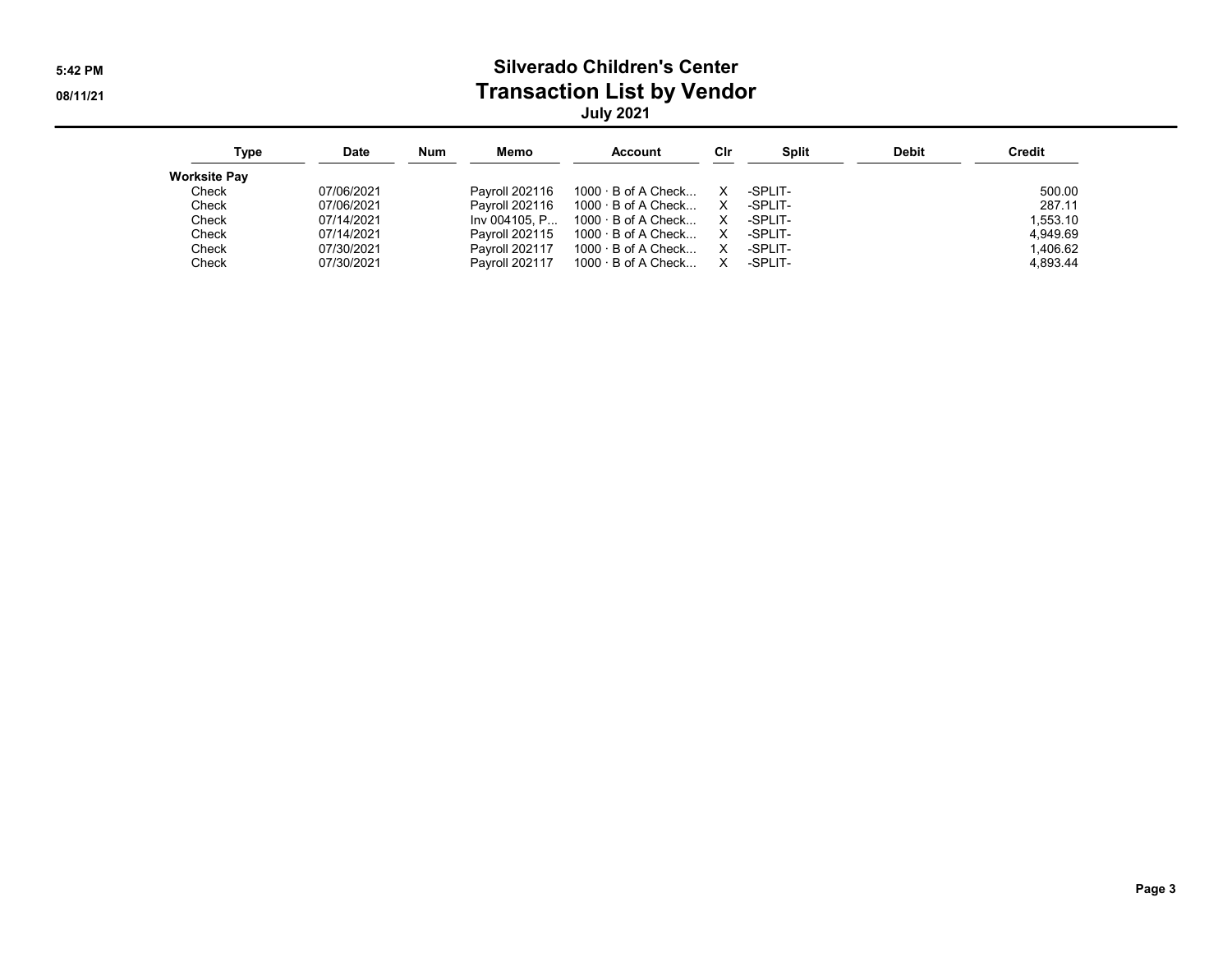# Silverado Children's Center
## Transaction List by Vendor
### July 2021

| Type | Date | Num | Memo | Account | Clr | Split | Debit | Credit |
|---|---|---|---|---|---|---|---|---|
| **Worksite Pay** | | | | | | | | |
| Check | 07/06/2021 | | Payroll 202116 | 1000 · B of A Check... | X | -SPLIT- | | 500.00 |
| Check | 07/06/2021 | | Payroll 202116 | 1000 · B of A Check... | X | -SPLIT- | | 287.11 |
| Check | 07/14/2021 | | Inv 004105, P... | 1000 · B of A Check... | X | -SPLIT- | | 1,553.10 |
| Check | 07/14/2021 | | Payroll 202115 | 1000 · B of A Check... | X | -SPLIT- | | 4,949.69 |
| Check | 07/30/2021 | | Payroll 202117 | 1000 · B of A Check... | X | -SPLIT- | | 1,406.62 |
| Check | 07/30/2021 | | Payroll 202117 | 1000 · B of A Check... | X | -SPLIT- | | 4,893.44 |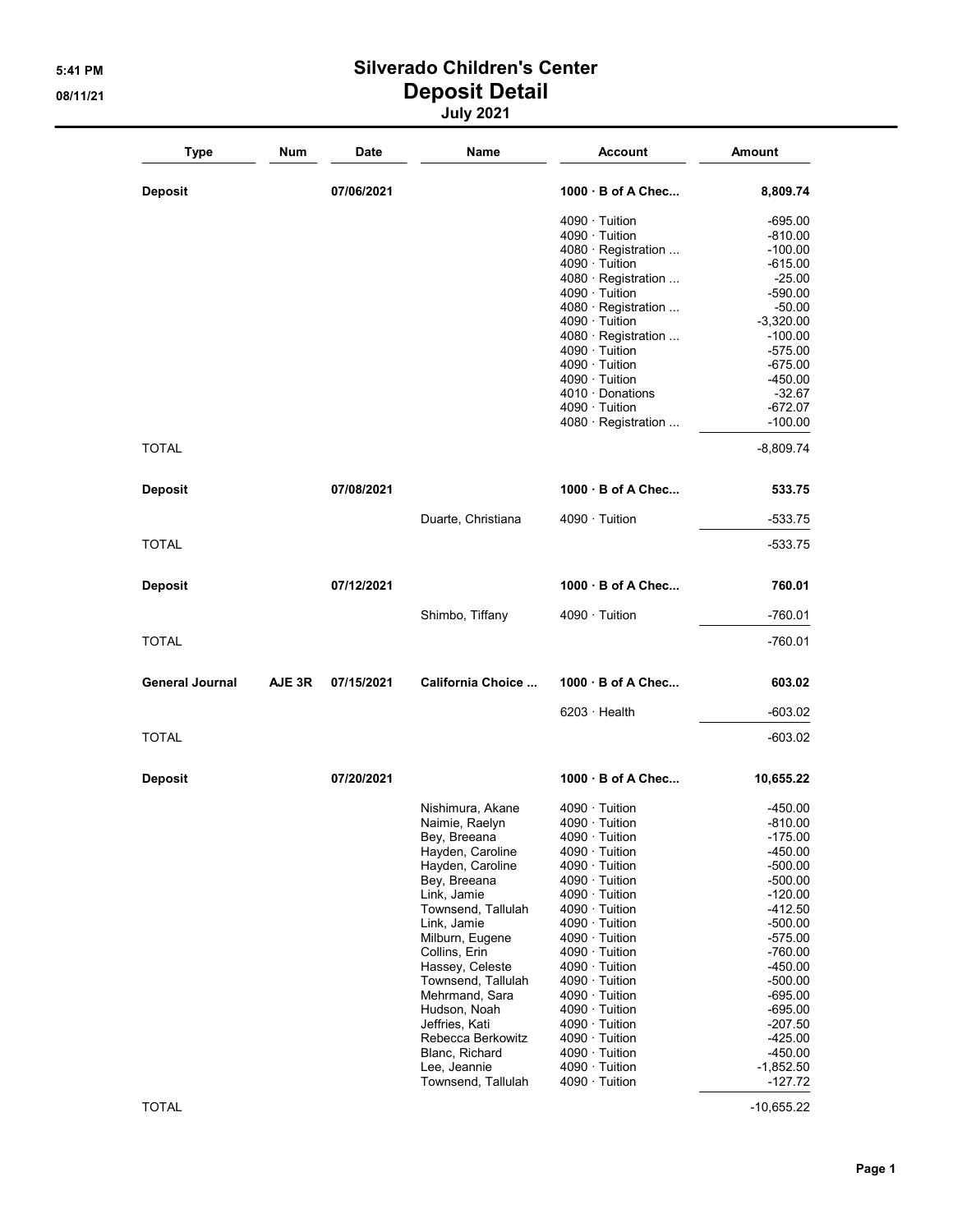# Silverado Children's Center
## Deposit Detail
### July 2021

5:41 PM
08/11/21

| Type | Num | Date | Name | Account | Amount |
|---|---|---|---|---|---|
| **Deposit** | | **07/06/2021** | | **1000 · B of A Chec...** | **8,809.74** |
| | | | | 4090 · Tuition | -695.00 |
| | | | | 4090 · Tuition | -810.00 |
| | | | | 4080 · Registration ... | -100.00 |
| | | | | 4090 · Tuition | -615.00 |
| | | | | 4080 · Registration ... | -25.00 |
| | | | | 4090 · Tuition | -590.00 |
| | | | | 4080 · Registration ... | -50.00 |
| | | | | 4090 · Tuition | -3,320.00 |
| | | | | 4080 · Registration ... | -100.00 |
| | | | | 4090 · Tuition | -575.00 |
| | | | | 4090 · Tuition | -675.00 |
| | | | | 4090 · Tuition | -450.00 |
| | | | | 4010 · Donations | -32.67 |
| | | | | 4090 · Tuition | -672.07 |
| | | | | 4080 · Registration ... | -100.00 |
| TOTAL | | | | | -8,809.74 |
| **Deposit** | | **07/08/2021** | | **1000 · B of A Chec...** | **533.75** |
| | | | Duarte, Christiana | 4090 · Tuition | -533.75 |
| TOTAL | | | | | -533.75 |
| **Deposit** | | **07/12/2021** | | **1000 · B of A Chec...** | **760.01** |
| | | | Shimbo, Tiffany | 4090 · Tuition | -760.01 |
| TOTAL | | | | | -760.01 |
| **General Journal** | **AJE 3R** | **07/15/2021** | **California Choice ...** | **1000 · B of A Chec...** | **603.02** |
| | | | | 6203 · Health | -603.02 |
| TOTAL | | | | | -603.02 |
| **Deposit** | | **07/20/2021** | | **1000 · B of A Chec...** | **10,655.22** |
| | | | Nishimura, Akane | 4090 · Tuition | -450.00 |
| | | | Naimie, Raelyn | 4090 · Tuition | -810.00 |
| | | | Bey, Breeana | 4090 · Tuition | -175.00 |
| | | | Hayden, Caroline | 4090 · Tuition | -450.00 |
| | | | Hayden, Caroline | 4090 · Tuition | -500.00 |
| | | | Bey, Breeana | 4090 · Tuition | -500.00 |
| | | | Link, Jamie | 4090 · Tuition | -120.00 |
| | | | Townsend, Tallulah | 4090 · Tuition | -412.50 |
| | | | Link, Jamie | 4090 · Tuition | -500.00 |
| | | | Milburn, Eugene | 4090 · Tuition | -575.00 |
| | | | Collins, Erin | 4090 · Tuition | -760.00 |
| | | | Hassey, Celeste | 4090 · Tuition | -450.00 |
| | | | Townsend, Tallulah | 4090 · Tuition | -500.00 |
| | | | Mehrmand, Sara | 4090 · Tuition | -695.00 |
| | | | Hudson, Noah | 4090 · Tuition | -695.00 |
| | | | Jeffries, Kati | 4090 · Tuition | -207.50 |
| | | | Rebecca Berkowitz | 4090 · Tuition | -425.00 |
| | | | Blanc, Richard | 4090 · Tuition | -450.00 |
| | | | Lee, Jeannie | 4090 · Tuition | -1,852.50 |
| | | | Townsend, Tallulah | 4090 · Tuition | -127.72 |
| TOTAL | | | | | -10,655.22 |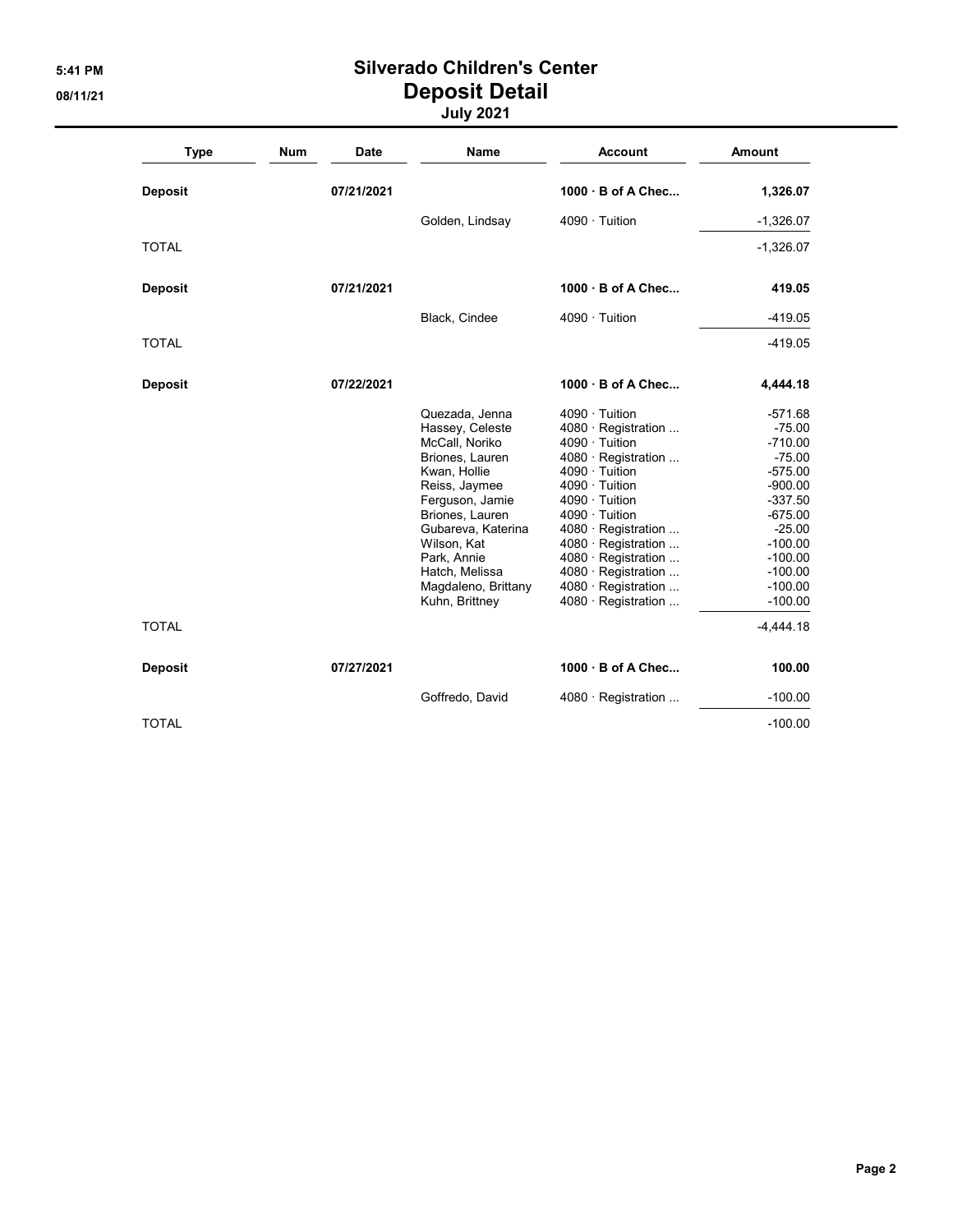# Silverado Children's Center

## Deposit Detail

### July 2021

| Type | Num | Date | Name | Account | Amount |
|---|---|---|---|---|---|
| **Deposit** | | **07/21/2021** | | **1000 · B of A Chec...** | **1,326.07** |
| | | | Golden, Lindsay | 4090 · Tuition | -1,326.07 |
| TOTAL | | | | | -1,326.07 |
| **Deposit** | | **07/21/2021** | | **1000 · B of A Chec...** | **419.05** |
| | | | Black, Cindee | 4090 · Tuition | -419.05 |
| TOTAL | | | | | -419.05 |
| **Deposit** | | **07/22/2021** | | **1000 · B of A Chec...** | **4,444.18** |
| | | | Quezada, Jenna | 4090 · Tuition | -571.68 |
| | | | Hassey, Celeste | 4080 · Registration ... | -75.00 |
| | | | McCall, Noriko | 4090 · Tuition | -710.00 |
| | | | Briones, Lauren | 4080 · Registration ... | -75.00 |
| | | | Kwan, Hollie | 4090 · Tuition | -575.00 |
| | | | Reiss, Jaymee | 4090 · Tuition | -900.00 |
| | | | Ferguson, Jamie | 4090 · Tuition | -337.50 |
| | | | Briones, Lauren | 4090 · Tuition | -675.00 |
| | | | Gubareva, Katerina | 4080 · Registration ... | -25.00 |
| | | | Wilson, Kat | 4080 · Registration ... | -100.00 |
| | | | Park, Annie | 4080 · Registration ... | -100.00 |
| | | | Hatch, Melissa | 4080 · Registration ... | -100.00 |
| | | | Magdaleno, Brittany | 4080 · Registration ... | -100.00 |
| | | | Kuhn, Brittney | 4080 · Registration ... | -100.00 |
| TOTAL | | | | | -4,444.18 |
| **Deposit** | | **07/27/2021** | | **1000 · B of A Chec...** | **100.00** |
| | | | Goffredo, David | 4080 · Registration ... | -100.00 |
| TOTAL | | | | | -100.00 |